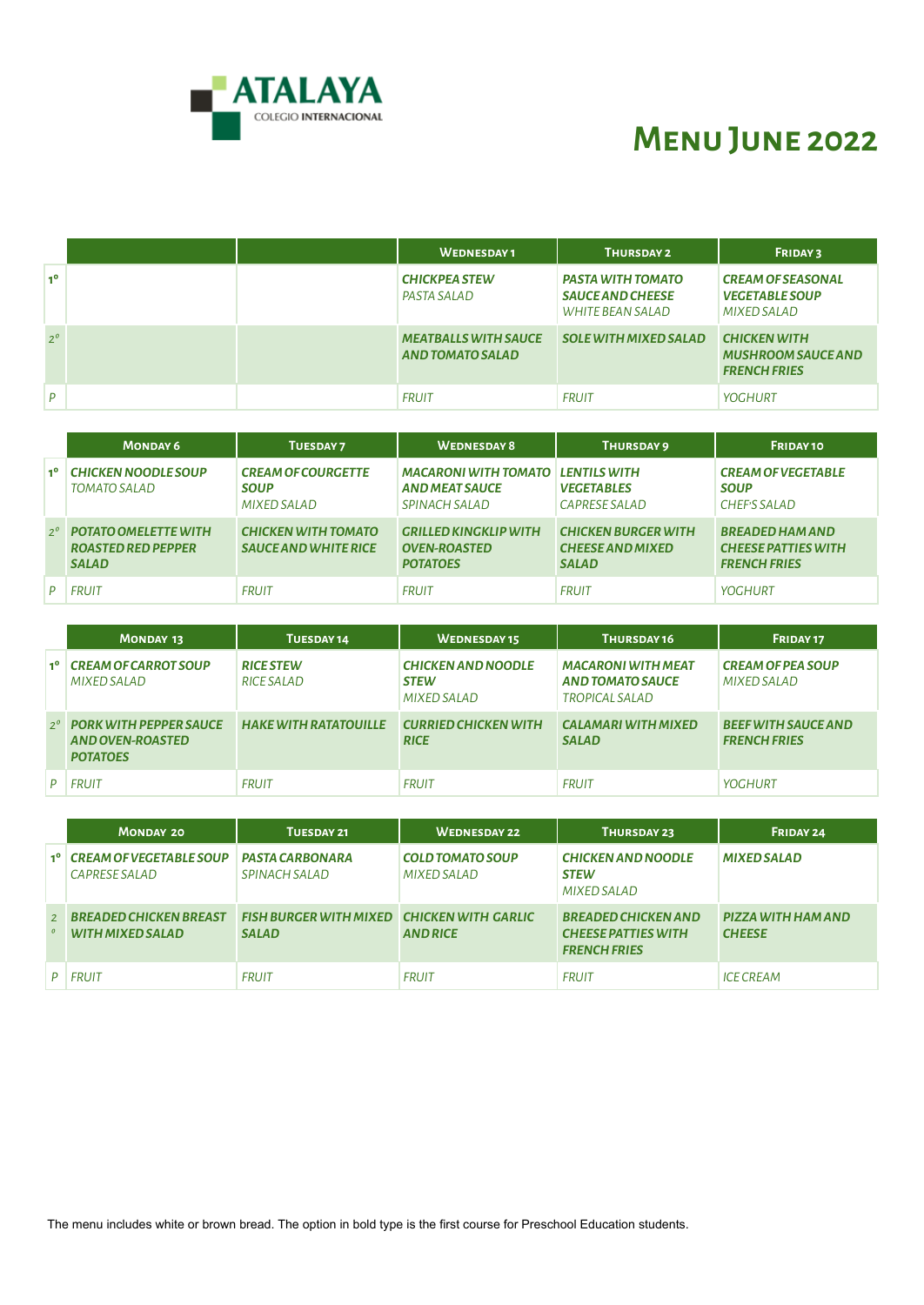ATALAYA
COLEGIO INTERNACIONAL

# Menu June 2022

| | | | Wednesday 1 | Thursday 2 | Friday 3 |
|---|---|---|---|---|---|
| 1º | | | **CHICKPEA STEW** PASTA SALAD | **PASTA WITH TOMATO SAUCE AND CHEESE** WHITE BEAN SALAD | **CREAM OF SEASONAL VEGETABLE SOUP** MIXED SALAD |
| 2º | | | **MEATBALLS WITH SAUCE AND TOMATO SALAD** | **SOLE WITH MIXED SALAD** | **CHICKEN WITH MUSHROOM SAUCE AND FRENCH FRIES** |
| P | | | FRUIT | FRUIT | YOGHURT |

| | Monday 6 | Tuesday 7 | Wednesday 8 | Thursday 9 | Friday 10 |
|---|---|---|---|---|---|
| 1º | **CHICKEN NOODLE SOUP** TOMATO SALAD | **CREAM OF COURGETTE SOUP** MIXED SALAD | **MACARONI WITH TOMATO AND MEAT SAUCE** SPINACH SALAD | **LENTILS WITH VEGETABLES** CAPRESE SALAD | **CREAM OF VEGETABLE SOUP** CHEF'S SALAD |
| 2º | **POTATO OMELETTE WITH ROASTED RED PEPPER SALAD** | **CHICKEN WITH TOMATO SAUCE AND WHITE RICE** | **GRILLED KINGKLIP WITH OVEN-ROASTED POTATOES** | **CHICKEN BURGER WITH CHEESE AND MIXED SALAD** | **BREADED HAM AND CHEESE PATTIES WITH FRENCH FRIES** |
| P | FRUIT | FRUIT | FRUIT | FRUIT | YOGHURT |

| | Monday 13 | Tuesday 14 | Wednesday 15 | Thursday 16 | Friday 17 |
|---|---|---|---|---|---|
| 1º | **CREAM OF CARROT SOUP** MIXED SALAD | **RICE STEW** RICE SALAD | **CHICKEN AND NOODLE STEW** MIXED SALAD | **MACARONI WITH MEAT AND TOMATO SAUCE** TROPICAL SALAD | **CREAM OF PEA SOUP** MIXED SALAD |
| 2º | **PORK WITH PEPPER SAUCE AND OVEN-ROASTED POTATOES** | **HAKE WITH RATATOUILLE** | **CURRIED CHICKEN WITH RICE** | **CALAMARI WITH MIXED SALAD** | **BEEF WITH SAUCE AND FRENCH FRIES** |
| P | FRUIT | FRUIT | FRUIT | FRUIT | YOGHURT |

| | Monday 20 | Tuesday 21 | Wednesday 22 | Thursday 23 | Friday 24 |
|---|---|---|---|---|---|
| 1º | **CREAM OF VEGETABLE SOUP** CAPRESE SALAD | **PASTA CARBONARA** SPINACH SALAD | **COLD TOMATO SOUP** MIXED SALAD | **CHICKEN AND NOODLE STEW** MIXED SALAD | **MIXED SALAD** |
| 2º | **BREADED CHICKEN BREAST WITH MIXED SALAD** | **FISH BURGER WITH MIXED SALAD** | **CHICKEN WITH GARLIC AND RICE** | **BREADED CHICKEN AND CHEESE PATTIES WITH FRENCH FRIES** | **PIZZA WITH HAM AND CHEESE** |
| P | FRUIT | FRUIT | FRUIT | FRUIT | ICE CREAM |

The menu includes white or brown bread. The option in bold type is the first course for Preschool Education students.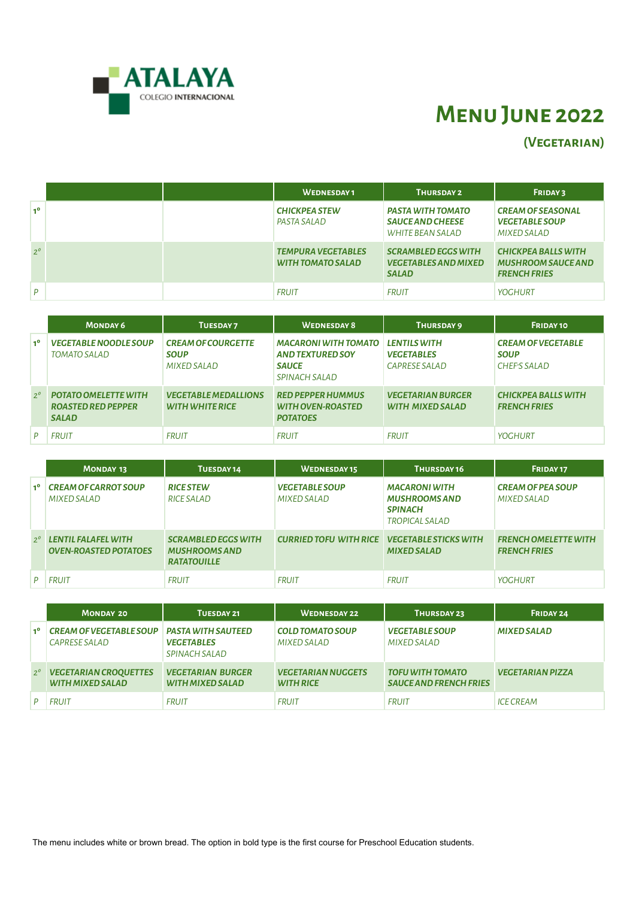ATALAYA
COLEGIO INTERNACIONAL

# Menu June 2022

## (Vegetarian)

| | | | Wednesday 1 | Thursday 2 | Friday 3 |
|---|---|---|---|---|---|
| 1º | | | ***CHICKPEA STEW*** *PASTA SALAD* | ***PASTA WITH TOMATO SAUCE AND CHEESE*** *WHITE BEAN SALAD* | ***CREAM OF SEASONAL VEGETABLE SOUP*** *MIXED SALAD* |
| 2º | | | ***TEMPURA VEGETABLES WITH TOMATO SALAD*** | ***SCRAMBLED EGGS WITH VEGETABLES AND MIXED SALAD*** | ***CHICKPEA BALLS WITH MUSHROOM SAUCE AND FRENCH FRIES*** |
| P | | | *FRUIT* | *FRUIT* | *YOGHURT* |

| | Monday 6 | Tuesday 7 | Wednesday 8 | Thursday 9 | Friday 10 |
|---|---|---|---|---|---|
| 1º | ***VEGETABLE NOODLE SOUP*** *TOMATO SALAD* | ***CREAM OF COURGETTE SOUP*** *MIXED SALAD* | ***MACARONI WITH TOMATO AND TEXTURED SOY SAUCE*** *SPINACH SALAD* | ***LENTILS WITH VEGETABLES*** *CAPRESE SALAD* | ***CREAM OF VEGETABLE SOUP*** *CHEF'S SALAD* |
| 2º | ***POTATO OMELETTE WITH ROASTED RED PEPPER SALAD*** | ***VEGETABLE MEDALLIONS WITH WHITE RICE*** | ***RED PEPPER HUMMUS WITH OVEN-ROASTED POTATOES*** | ***VEGETARIAN BURGER WITH MIXED SALAD*** | ***CHICKPEA BALLS WITH FRENCH FRIES*** |
| P | *FRUIT* | *FRUIT* | *FRUIT* | *FRUIT* | *YOGHURT* |

| | Monday 13 | Tuesday 14 | Wednesday 15 | Thursday 16 | Friday 17 |
|---|---|---|---|---|---|
| 1º | ***CREAM OF CARROT SOUP*** *MIXED SALAD* | ***RICE STEW*** *RICE SALAD* | ***VEGETABLE SOUP*** *MIXED SALAD* | ***MACARONI WITH MUSHROOMS AND SPINACH*** *TROPICAL SALAD* | ***CREAM OF PEA SOUP*** *MIXED SALAD* |
| 2º | ***LENTIL FALAFEL WITH OVEN-ROASTED POTATOES*** | ***SCRAMBLED EGGS WITH MUSHROOMS AND RATATOUILLE*** | ***CURRIED TOFU WITH RICE*** | ***VEGETABLE STICKS WITH MIXED SALAD*** | ***FRENCH OMELETTE WITH FRENCH FRIES*** |
| P | *FRUIT* | *FRUIT* | *FRUIT* | *FRUIT* | *YOGHURT* |

| | Monday 20 | Tuesday 21 | Wednesday 22 | Thursday 23 | Friday 24 |
|---|---|---|---|---|---|
| 1º | ***CREAM OF VEGETABLE SOUP*** *CAPRESE SALAD* | ***PASTA WITH SAUTEED VEGETABLES*** *SPINACH SALAD* | ***COLD TOMATO SOUP*** *MIXED SALAD* | ***VEGETABLE SOUP*** *MIXED SALAD* | ***MIXED SALAD*** |
| 2º | ***VEGETARIAN CROQUETTES WITH MIXED SALAD*** | ***VEGETARIAN BURGER WITH MIXED SALAD*** | ***VEGETARIAN NUGGETS WITH RICE*** | ***TOFU WITH TOMATO SAUCE AND FRENCH FRIES*** | ***VEGETARIAN PIZZA*** |
| P | *FRUIT* | *FRUIT* | *FRUIT* | *FRUIT* | *ICE CREAM* |

The menu includes white or brown bread. The option in bold type is the first course for Preschool Education students.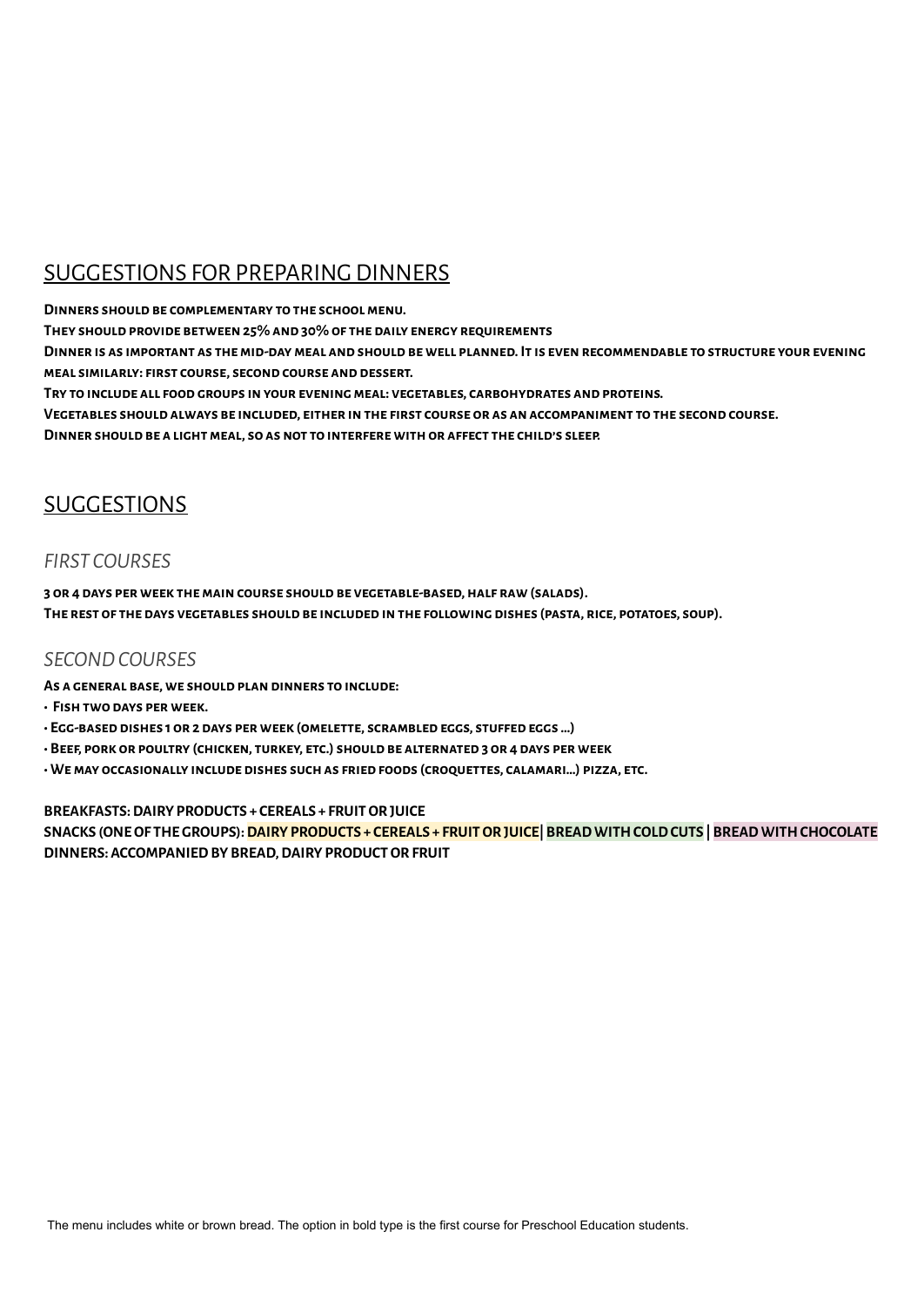## SUGGESTIONS FOR PREPARING DINNERS

**Dinners should be complementary to the school menu.**
**They should provide between 25% and 30% of the daily energy requirements**
**Dinner is as important as the mid-day meal and should be well planned. It is even recommendable to structure your evening meal similarly: first course, second course and dessert.**
**Try to include all food groups in your evening meal: vegetables, carbohydrates and proteins.**
**Vegetables should always be included, either in the first course or as an accompaniment to the second course.**
**Dinner should be a light meal, so as not to interfere with or affect the child's sleep.**

## SUGGESTIONS

### *FIRST COURSES*

**3 or 4 days per week the main course should be vegetable-based, half raw (salads).**
**The rest of the days vegetables should be included in the following dishes (pasta, rice, potatoes, soup).**

### *SECOND COURSES*

**As a general base, we should plan dinners to include:**

- **Fish two days per week.**
- **Egg-based dishes 1 or 2 days per week (omelette, scrambled eggs, stuffed eggs ...)**
- **Beef, pork or poultry (chicken, turkey, etc.) should be alternated 3 or 4 days per week**
- **We may occasionally include dishes such as fried foods (croquettes, calamari...) pizza, etc.**

**BREAKFASTS: DAIRY PRODUCTS + CEREALS + FRUIT OR JUICE**
**SNACKS (ONE OF THE GROUPS): DAIRY PRODUCTS + CEREALS + FRUIT OR JUICE | BREAD WITH COLD CUTS | BREAD WITH CHOCOLATE**
**DINNERS: ACCOMPANIED BY BREAD, DAIRY PRODUCT OR FRUIT**

The menu includes white or brown bread. The option in bold type is the first course for Preschool Education students.